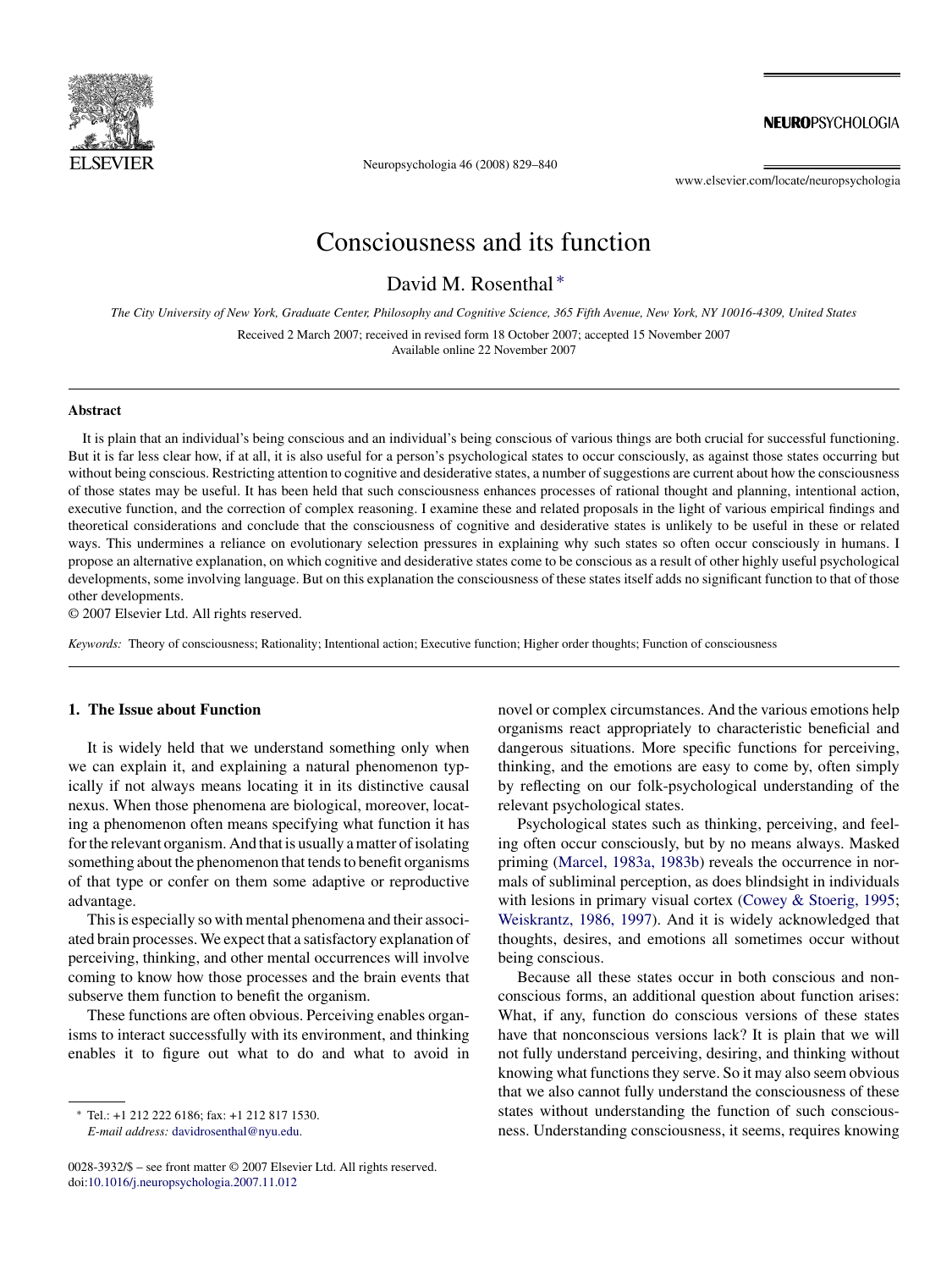# Consciousness and its function

David M. Rosenthal [*]

*The City University of New York, Graduate Center, Philosophy and Cognitive Science, 365 Fifth Avenue, New York, NY 10016-4309, United States*

Received 2 March 2007; received in revised form 18 October 2007; accepted 15 November 2007
Available online 22 November 2007

## Abstract

It is plain that an individual's being conscious and an individual's being conscious of various things are both crucial for successful functioning. But it is far less clear how, if at all, it is also useful for a person's psychological states to occur consciously, as against those states occurring but without being conscious. Restricting attention to cognitive and desiderative states, a number of suggestions are current about how the consciousness of those states may be useful. It has been held that such consciousness enhances processes of rational thought and planning, intentional action, executive function, and the correction of complex reasoning. I examine these and related proposals in the light of various empirical findings and theoretical considerations and conclude that the consciousness of cognitive and desiderative states is unlikely to be useful in these or related ways. This undermines a reliance on evolutionary selection pressures in explaining why such states so often occur consciously in humans. I propose an alternative explanation, on which cognitive and desiderative states come to be conscious as a result of other highly useful psychological developments, some involving language. But on this explanation the consciousness of these states itself adds no significant function to that of those other developments.

© 2007 Elsevier Ltd. All rights reserved.

*Keywords:* Theory of consciousness; Rationality; Intentional action; Executive function; Higher order thoughts; Function of consciousness

## 1. The Issue about Function

It is widely held that we understand something only when we can explain it, and explaining a natural phenomenon typically if not always means locating it in its distinctive causal nexus. When those phenomena are biological, moreover, locating a phenomenon often means specifying what function it has for the relevant organism. And that is usually a matter of isolating something about the phenomenon that tends to benefit organisms of that type or confer on them some adaptive or reproductive advantage.

This is especially so with mental phenomena and their associated brain processes. We expect that a satisfactory explanation of perceiving, thinking, and other mental occurrences will involve coming to know how those processes and the brain events that subserve them function to benefit the organism.

These functions are often obvious. Perceiving enables organisms to interact successfully with its environment, and thinking enables it to figure out what to do and what to avoid in novel or complex circumstances. And the various emotions help organisms react appropriately to characteristic beneficial and dangerous situations. More specific functions for perceiving, thinking, and the emotions are easy to come by, often simply by reflecting on our folk-psychological understanding of the relevant psychological states.

Psychological states such as thinking, perceiving, and feeling often occur consciously, but by no means always. Masked priming (Marcel, 1983a, 1983b) reveals the occurrence in normals of subliminal perception, as does blindsight in individuals with lesions in primary visual cortex (Cowey & Stoerig, 1995; Weiskrantz, 1986, 1997). And it is widely acknowledged that thoughts, desires, and emotions all sometimes occur without being conscious.

Because all these states occur in both conscious and nonconscious forms, an additional question about function arises: What, if any, function do conscious versions of these states have that nonconscious versions lack? It is plain that we will not fully understand perceiving, desiring, and thinking without knowing what functions they serve. So it may also seem obvious that we also cannot fully understand the consciousness of these states without understanding the function of such consciousness. Understanding consciousness, it seems, requires knowing

[*] Tel.: +1 212 222 6186; fax: +1 212 817 1530.
*E-mail address:* davidrosenthal@nyu.edu.

0028-3932/$ – see front matter © 2007 Elsevier Ltd. All rights reserved.
doi:10.1016/j.neuropsychologia.2007.11.012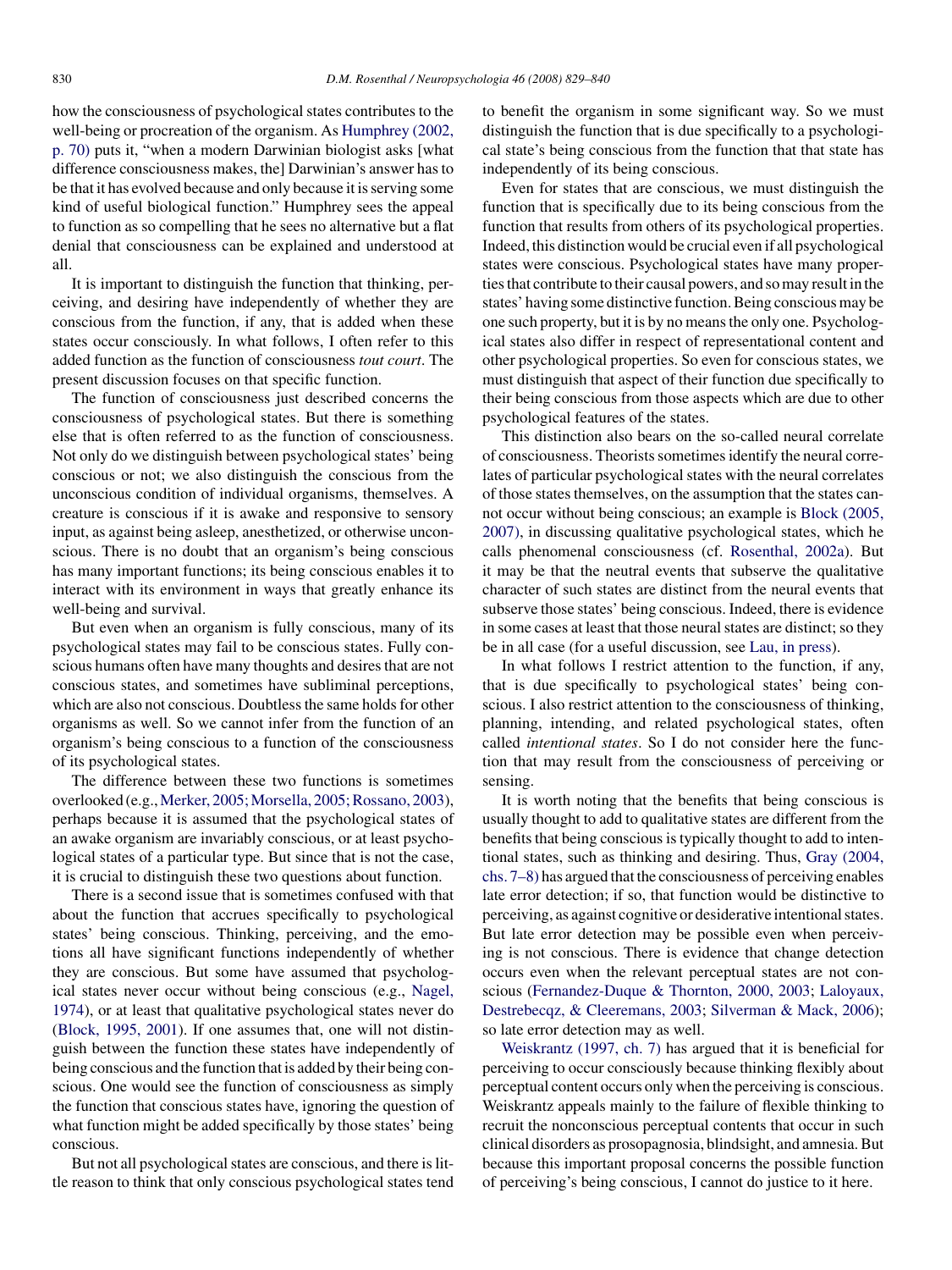how the consciousness of psychological states contributes to the well-being or procreation of the organism. As Humphrey (2002, p. 70) puts it, "when a modern Darwinian biologist asks [what difference consciousness makes, the] Darwinian's answer has to be that it has evolved because and only because it is serving some kind of useful biological function." Humphrey sees the appeal to function as so compelling that he sees no alternative but a flat denial that consciousness can be explained and understood at all.

It is important to distinguish the function that thinking, perceiving, and desiring have independently of whether they are conscious from the function, if any, that is added when these states occur consciously. In what follows, I often refer to this added function as the function of consciousness *tout court*. The present discussion focuses on that specific function.

The function of consciousness just described concerns the consciousness of psychological states. But there is something else that is often referred to as the function of consciousness. Not only do we distinguish between psychological states' being conscious or not; we also distinguish the conscious from the unconscious condition of individual organisms, themselves. A creature is conscious if it is awake and responsive to sensory input, as against being asleep, anesthetized, or otherwise unconscious. There is no doubt that an organism's being conscious has many important functions; its being conscious enables it to interact with its environment in ways that greatly enhance its well-being and survival.

But even when an organism is fully conscious, many of its psychological states may fail to be conscious states. Fully conscious humans often have many thoughts and desires that are not conscious states, and sometimes have subliminal perceptions, which are also not conscious. Doubtless the same holds for other organisms as well. So we cannot infer from the function of an organism's being conscious to a function of the consciousness of its psychological states.

The difference between these two functions is sometimes overlooked (e.g., Merker, 2005; Morsella, 2005; Rossano, 2003), perhaps because it is assumed that the psychological states of an awake organism are invariably conscious, or at least psychological states of a particular type. But since that is not the case, it is crucial to distinguish these two questions about function.

There is a second issue that is sometimes confused with that about the function that accrues specifically to psychological states' being conscious. Thinking, perceiving, and the emotions all have significant functions independently of whether they are conscious. But some have assumed that psychological states never occur without being conscious (e.g., Nagel, 1974), or at least that qualitative psychological states never do (Block, 1995, 2001). If one assumes that, one will not distinguish between the function these states have independently of being conscious and the function that is added by their being conscious. One would see the function of consciousness as simply the function that conscious states have, ignoring the question of what function might be added specifically by those states' being conscious.

But not all psychological states are conscious, and there is little reason to think that only conscious psychological states tend to benefit the organism in some significant way. So we must distinguish the function that is due specifically to a psychological state's being conscious from the function that that state has independently of its being conscious.

Even for states that are conscious, we must distinguish the function that is specifically due to its being conscious from the function that results from others of its psychological properties. Indeed, this distinction would be crucial even if all psychological states were conscious. Psychological states have many properties that contribute to their causal powers, and so may result in the states' having some distinctive function. Being conscious may be one such property, but it is by no means the only one. Psychological states also differ in respect of representational content and other psychological properties. So even for conscious states, we must distinguish that aspect of their function due specifically to their being conscious from those aspects which are due to other psychological features of the states.

This distinction also bears on the so-called neural correlate of consciousness. Theorists sometimes identify the neural correlates of particular psychological states with the neural correlates of those states themselves, on the assumption that the states cannot occur without being conscious; an example is Block (2005, 2007), in discussing qualitative psychological states, which he calls phenomenal consciousness (cf. Rosenthal, 2002a). But it may be that the neutral events that subserve the qualitative character of such states are distinct from the neural events that subserve those states' being conscious. Indeed, there is evidence in some cases at least that those neural states are distinct; so they be in all case (for a useful discussion, see Lau, in press).

In what follows I restrict attention to the function, if any, that is due specifically to psychological states' being conscious. I also restrict attention to the consciousness of thinking, planning, intending, and related psychological states, often called *intentional states*. So I do not consider here the function that may result from the consciousness of perceiving or sensing.

It is worth noting that the benefits that being conscious is usually thought to add to qualitative states are different from the benefits that being conscious is typically thought to add to intentional states, such as thinking and desiring. Thus, Gray (2004, chs. 7–8) has argued that the consciousness of perceiving enables late error detection; if so, that function would be distinctive to perceiving, as against cognitive or desiderative intentional states. But late error detection may be possible even when perceiving is not conscious. There is evidence that change detection occurs even when the relevant perceptual states are not conscious (Fernandez-Duque & Thornton, 2000, 2003; Laloyaux, Destrebecqz, & Cleeremans, 2003; Silverman & Mack, 2006); so late error detection may as well.

Weiskrantz (1997, ch. 7) has argued that it is beneficial for perceiving to occur consciously because thinking flexibly about perceptual content occurs only when the perceiving is conscious. Weiskrantz appeals mainly to the failure of flexible thinking to recruit the nonconscious perceptual contents that occur in such clinical disorders as prosopagnosia, blindsight, and amnesia. But because this important proposal concerns the possible function of perceiving's being conscious, I cannot do justice to it here.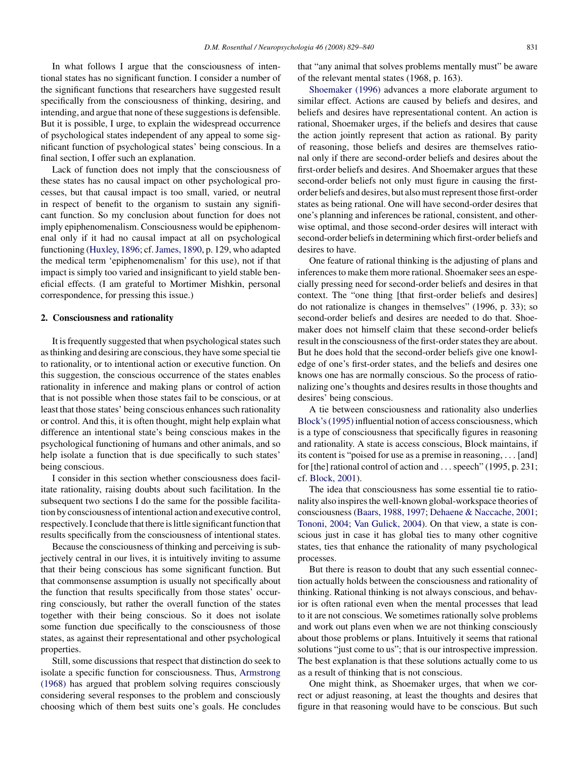In what follows I argue that the consciousness of intentional states has no significant function. I consider a number of the significant functions that researchers have suggested result specifically from the consciousness of thinking, desiring, and intending, and argue that none of these suggestions is defensible. But it is possible, I urge, to explain the widespread occurrence of psychological states independent of any appeal to some significant function of psychological states' being conscious. In a final section, I offer such an explanation.

Lack of function does not imply that the consciousness of these states has no causal impact on other psychological processes, but that causal impact is too small, varied, or neutral in respect of benefit to the organism to sustain any significant function. So my conclusion about function for does not imply epiphenomenalism. Consciousness would be epiphenomenal only if it had no causal impact at all on psychological functioning (Huxley, 1896; cf. James, 1890, p. 129, who adapted the medical term 'epiphenomenalism' for this use), not if that impact is simply too varied and insignificant to yield stable beneficial effects. (I am grateful to Mortimer Mishkin, personal correspondence, for pressing this issue.)

## 2. Consciousness and rationality

It is frequently suggested that when psychological states such as thinking and desiring are conscious, they have some special tie to rationality, or to intentional action or executive function. On this suggestion, the conscious occurrence of the states enables rationality in inference and making plans or control of action that is not possible when those states fail to be conscious, or at least that those states' being conscious enhances such rationality or control. And this, it is often thought, might help explain what difference an intentional state's being conscious makes in the psychological functioning of humans and other animals, and so help isolate a function that is due specifically to such states' being conscious.

I consider in this section whether consciousness does facilitate rationality, raising doubts about such facilitation. In the subsequent two sections I do the same for the possible facilitation by consciousness of intentional action and executive control, respectively. I conclude that there is little significant function that results specifically from the consciousness of intentional states.

Because the consciousness of thinking and perceiving is subjectively central in our lives, it is intuitively inviting to assume that their being conscious has some significant function. But that commonsense assumption is usually not specifically about the function that results specifically from those states' occurring consciously, but rather the overall function of the states together with their being conscious. So it does not isolate some function due specifically to the consciousness of those states, as against their representational and other psychological properties.

Still, some discussions that respect that distinction do seek to isolate a specific function for consciousness. Thus, Armstrong (1968) has argued that problem solving requires consciously considering several responses to the problem and consciously choosing which of them best suits one's goals. He concludes that "any animal that solves problems mentally must" be aware of the relevant mental states (1968, p. 163).

Shoemaker (1996) advances a more elaborate argument to similar effect. Actions are caused by beliefs and desires, and beliefs and desires have representational content. An action is rational, Shoemaker urges, if the beliefs and desires that cause the action jointly represent that action as rational. By parity of reasoning, those beliefs and desires are themselves rational only if there are second-order beliefs and desires about the first-order beliefs and desires. And Shoemaker argues that these second-order beliefs not only must figure in causing the first-order beliefs and desires, but also must represent those first-order states as being rational. One will have second-order desires that one's planning and inferences be rational, consistent, and otherwise optimal, and those second-order desires will interact with second-order beliefs in determining which first-order beliefs and desires to have.

One feature of rational thinking is the adjusting of plans and inferences to make them more rational. Shoemaker sees an especially pressing need for second-order beliefs and desires in that context. The "one thing [that first-order beliefs and desires] do not rationalize is changes in themselves" (1996, p. 33); so second-order beliefs and desires are needed to do that. Shoemaker does not himself claim that these second-order beliefs result in the consciousness of the first-order states they are about. But he does hold that the second-order beliefs give one knowledge of one's first-order states, and the beliefs and desires one knows one has are normally conscious. So the process of rationalizing one's thoughts and desires results in those thoughts and desires' being conscious.

A tie between consciousness and rationality also underlies Block's (1995) influential notion of access consciousness, which is a type of consciousness that specifically figures in reasoning and rationality. A state is access conscious, Block maintains, if its content is "poised for use as a premise in reasoning, ... [and] for [the] rational control of action and ... speech" (1995, p. 231; cf. Block, 2001).

The idea that consciousness has some essential tie to rationality also inspires the well-known global-workspace theories of consciousness (Baars, 1988, 1997; Dehaene & Naccache, 2001; Tononi, 2004; Van Gulick, 2004). On that view, a state is conscious just in case it has global ties to many other cognitive states, ties that enhance the rationality of many psychological processes.

But there is reason to doubt that any such essential connection actually holds between the consciousness and rationality of thinking. Rational thinking is not always conscious, and behavior is often rational even when the mental processes that lead to it are not conscious. We sometimes rationally solve problems and work out plans even when we are not thinking consciously about those problems or plans. Intuitively it seems that rational solutions "just come to us"; that is our introspective impression. The best explanation is that these solutions actually come to us as a result of thinking that is not conscious.

One might think, as Shoemaker urges, that when we correct or adjust reasoning, at least the thoughts and desires that figure in that reasoning would have to be conscious. But such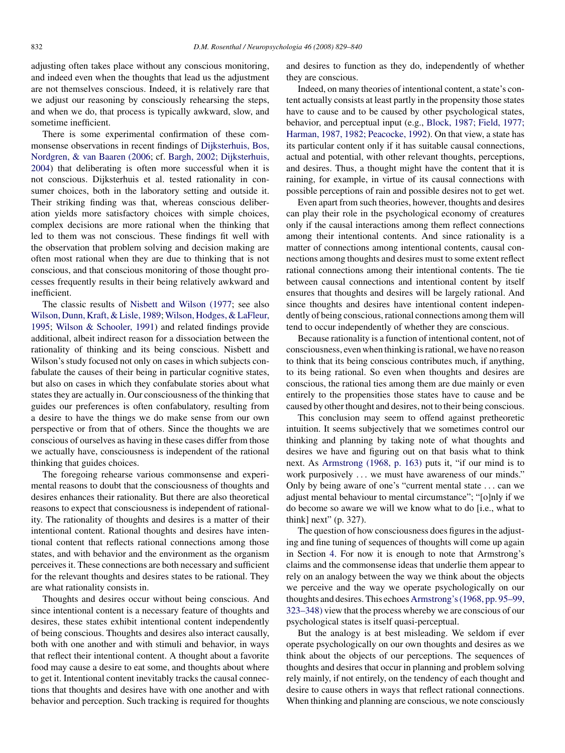adjusting often takes place without any conscious monitoring, and indeed even when the thoughts that lead us the adjustment are not themselves conscious. Indeed, it is relatively rare that we adjust our reasoning by consciously rehearsing the steps, and when we do, that process is typically awkward, slow, and sometime inefficient.

There is some experimental confirmation of these commonsense observations in recent findings of Dijksterhuis, Bos, Nordgren, & van Baaren (2006; cf. Bargh, 2002; Dijksterhuis, 2004) that deliberating is often more successful when it is not conscious. Dijksterhuis et al. tested rationality in consumer choices, both in the laboratory setting and outside it. Their striking finding was that, whereas conscious deliberation yields more satisfactory choices with simple choices, complex decisions are more rational when the thinking that led to them was not conscious. These findings fit well with the observation that problem solving and decision making are often most rational when they are due to thinking that is not conscious, and that conscious monitoring of those thought processes frequently results in their being relatively awkward and inefficient.

The classic results of Nisbett and Wilson (1977; see also Wilson, Dunn, Kraft, & Lisle, 1989; Wilson, Hodges, & LaFleur, 1995; Wilson & Schooler, 1991) and related findings provide additional, albeit indirect reason for a dissociation between the rationality of thinking and its being conscious. Nisbett and Wilson's study focused not only on cases in which subjects confabulate the causes of their being in particular cognitive states, but also on cases in which they confabulate stories about what states they are actually in. Our consciousness of the thinking that guides our preferences is often confabulatory, resulting from a desire to have the things we do make sense from our own perspective or from that of others. Since the thoughts we are conscious of ourselves as having in these cases differ from those we actually have, consciousness is independent of the rational thinking that guides choices.

The foregoing rehearse various commonsense and experimental reasons to doubt that the consciousness of thoughts and desires enhances their rationality. But there are also theoretical reasons to expect that consciousness is independent of rationality. The rationality of thoughts and desires is a matter of their intentional content. Rational thoughts and desires have intentional content that reflects rational connections among those states, and with behavior and the environment as the organism perceives it. These connections are both necessary and sufficient for the relevant thoughts and desires states to be rational. They are what rationality consists in.

Thoughts and desires occur without being conscious. And since intentional content is a necessary feature of thoughts and desires, these states exhibit intentional content independently of being conscious. Thoughts and desires also interact causally, both with one another and with stimuli and behavior, in ways that reflect their intentional content. A thought about a favorite food may cause a desire to eat some, and thoughts about where to get it. Intentional content inevitably tracks the causal connections that thoughts and desires have with one another and with behavior and perception. Such tracking is required for thoughts and desires to function as they do, independently of whether they are conscious.

Indeed, on many theories of intentional content, a state's content actually consists at least partly in the propensity those states have to cause and to be caused by other psychological states, behavior, and perceptual input (e.g., Block, 1987; Field, 1977; Harman, 1987, 1982; Peacocke, 1992). On that view, a state has its particular content only if it has suitable causal connections, actual and potential, with other relevant thoughts, perceptions, and desires. Thus, a thought might have the content that it is raining, for example, in virtue of its causal connections with possible perceptions of rain and possible desires not to get wet.

Even apart from such theories, however, thoughts and desires can play their role in the psychological economy of creatures only if the causal interactions among them reflect connections among their intentional contents. And since rationality is a matter of connections among intentional contents, causal connections among thoughts and desires must to some extent reflect rational connections among their intentional contents. The tie between causal connections and intentional content by itself ensures that thoughts and desires will be largely rational. And since thoughts and desires have intentional content independently of being conscious, rational connections among them will tend to occur independently of whether they are conscious.

Because rationality is a function of intentional content, not of consciousness, even when thinking is rational, we have no reason to think that its being conscious contributes much, if anything, to its being rational. So even when thoughts and desires are conscious, the rational ties among them are due mainly or even entirely to the propensities those states have to cause and be caused by other thought and desires, not to their being conscious.

This conclusion may seem to offend against pretheoretic intuition. It seems subjectively that we sometimes control our thinking and planning by taking note of what thoughts and desires we have and figuring out on that basis what to think next. As Armstrong (1968, p. 163) puts it, "if our mind is to work purposively ... we must have awareness of our minds." Only by being aware of one's "current mental state ... can we adjust mental behaviour to mental circumstance"; "[o]nly if we do become so aware we will we know what to do [i.e., what to think] next" (p. 327).

The question of how consciousness does figures in the adjusting and fine tuning of sequences of thoughts will come up again in Section 4. For now it is enough to note that Armstrong's claims and the commonsense ideas that underlie them appear to rely on an analogy between the way we think about the objects we perceive and the way we operate psychologically on our thoughts and desires. This echoes Armstrong's (1968, pp. 95–99, 323–348) view that the process whereby we are conscious of our psychological states is itself quasi-perceptual.

But the analogy is at best misleading. We seldom if ever operate psychologically on our own thoughts and desires as we think about the objects of our perceptions. The sequences of thoughts and desires that occur in planning and problem solving rely mainly, if not entirely, on the tendency of each thought and desire to cause others in ways that reflect rational connections. When thinking and planning are conscious, we note consciously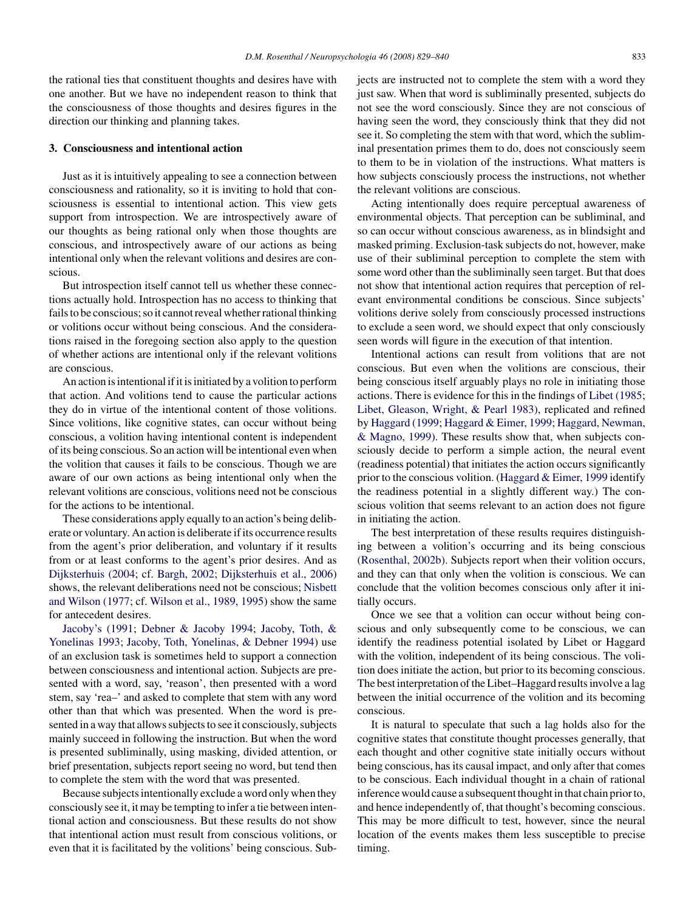the rational ties that constituent thoughts and desires have with one another. But we have no independent reason to think that the consciousness of those thoughts and desires figures in the direction our thinking and planning takes.

## 3. Consciousness and intentional action

Just as it is intuitively appealing to see a connection between consciousness and rationality, so it is inviting to hold that consciousness is essential to intentional action. This view gets support from introspection. We are introspectively aware of our thoughts as being rational only when those thoughts are conscious, and introspectively aware of our actions as being intentional only when the relevant volitions and desires are conscious.

But introspection itself cannot tell us whether these connections actually hold. Introspection has no access to thinking that fails to be conscious; so it cannot reveal whether rational thinking or volitions occur without being conscious. And the considerations raised in the foregoing section also apply to the question of whether actions are intentional only if the relevant volitions are conscious.

An action is intentional if it is initiated by a volition to perform that action. And volitions tend to cause the particular actions they do in virtue of the intentional content of those volitions. Since volitions, like cognitive states, can occur without being conscious, a volition having intentional content is independent of its being conscious. So an action will be intentional even when the volition that causes it fails to be conscious. Though we are aware of our own actions as being intentional only when the relevant volitions are conscious, volitions need not be conscious for the actions to be intentional.

These considerations apply equally to an action's being deliberate or voluntary. An action is deliberate if its occurrence results from the agent's prior deliberation, and voluntary if it results from or at least conforms to the agent's prior desires. And as Dijksterhuis (2004; cf. Bargh, 2002; Dijksterhuis et al., 2006) shows, the relevant deliberations need not be conscious; Nisbett and Wilson (1977; cf. Wilson et al., 1989, 1995) show the same for antecedent desires.

Jacoby's (1991; Debner & Jacoby 1994; Jacoby, Toth, & Yonelinas 1993; Jacoby, Toth, Yonelinas, & Debner 1994) use of an exclusion task is sometimes held to support a connection between consciousness and intentional action. Subjects are presented with a word, say, 'reason', then presented with a word stem, say 'rea–' and asked to complete that stem with any word other than that which was presented. When the word is presented in a way that allows subjects to see it consciously, subjects mainly succeed in following the instruction. But when the word is presented subliminally, using masking, divided attention, or brief presentation, subjects report seeing no word, but tend then to complete the stem with the word that was presented.

Because subjects intentionally exclude a word only when they consciously see it, it may be tempting to infer a tie between intentional action and consciousness. But these results do not show that intentional action must result from conscious volitions, or even that it is facilitated by the volitions' being conscious. Subjects are instructed not to complete the stem with a word they just saw. When that word is subliminally presented, subjects do not see the word consciously. Since they are not conscious of having seen the word, they consciously think that they did not see it. So completing the stem with that word, which the subliminal presentation primes them to do, does not consciously seem to them to be in violation of the instructions. What matters is how subjects consciously process the instructions, not whether the relevant volitions are conscious.

Acting intentionally does require perceptual awareness of environmental objects. That perception can be subliminal, and so can occur without conscious awareness, as in blindsight and masked priming. Exclusion-task subjects do not, however, make use of their subliminal perception to complete the stem with some word other than the subliminally seen target. But that does not show that intentional action requires that perception of relevant environmental conditions be conscious. Since subjects' volitions derive solely from consciously processed instructions to exclude a seen word, we should expect that only consciously seen words will figure in the execution of that intention.

Intentional actions can result from volitions that are not conscious. But even when the volitions are conscious, their being conscious itself arguably plays no role in initiating those actions. There is evidence for this in the findings of Libet (1985; Libet, Gleason, Wright, & Pearl 1983), replicated and refined by Haggard (1999; Haggard & Eimer, 1999; Haggard, Newman, & Magno, 1999). These results show that, when subjects consciously decide to perform a simple action, the neural event (readiness potential) that initiates the action occurs significantly prior to the conscious volition. (Haggard & Eimer, 1999 identify the readiness potential in a slightly different way.) The conscious volition that seems relevant to an action does not figure in initiating the action.

The best interpretation of these results requires distinguishing between a volition's occurring and its being conscious (Rosenthal, 2002b). Subjects report when their volition occurs, and they can that only when the volition is conscious. We can conclude that the volition becomes conscious only after it initially occurs.

Once we see that a volition can occur without being conscious and only subsequently come to be conscious, we can identify the readiness potential isolated by Libet or Haggard with the volition, independent of its being conscious. The volition does initiate the action, but prior to its becoming conscious. The best interpretation of the Libet–Haggard results involve a lag between the initial occurrence of the volition and its becoming conscious.

It is natural to speculate that such a lag holds also for the cognitive states that constitute thought processes generally, that each thought and other cognitive state initially occurs without being conscious, has its causal impact, and only after that comes to be conscious. Each individual thought in a chain of rational inference would cause a subsequent thought in that chain prior to, and hence independently of, that thought's becoming conscious. This may be more difficult to test, however, since the neural location of the events makes them less susceptible to precise timing.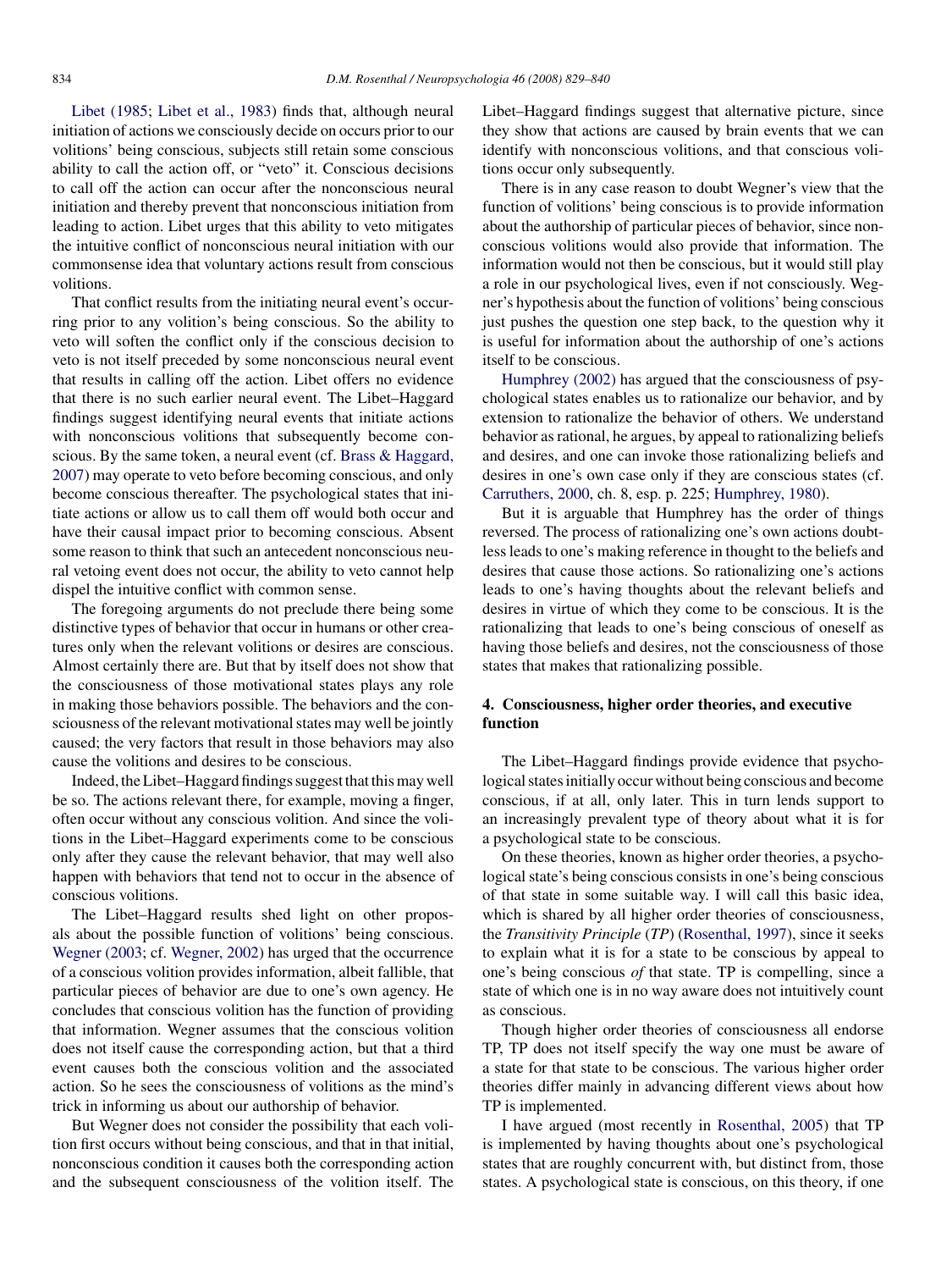Libet (1985; Libet et al., 1983) finds that, although neural initiation of actions we consciously decide on occurs prior to our volitions' being conscious, subjects still retain some conscious ability to call the action off, or "veto" it. Conscious decisions to call off the action can occur after the nonconscious neural initiation and thereby prevent that nonconscious initiation from leading to action. Libet urges that this ability to veto mitigates the intuitive conflict of nonconscious neural initiation with our commonsense idea that voluntary actions result from conscious volitions.

That conflict results from the initiating neural event's occurring prior to any volition's being conscious. So the ability to veto will soften the conflict only if the conscious decision to veto is not itself preceded by some nonconscious neural event that results in calling off the action. Libet offers no evidence that there is no such earlier neural event. The Libet–Haggard findings suggest identifying neural events that initiate actions with nonconscious volitions that subsequently become conscious. By the same token, a neural event (cf. Brass & Haggard, 2007) may operate to veto before becoming conscious, and only become conscious thereafter. The psychological states that initiate actions or allow us to call them off would both occur and have their causal impact prior to becoming conscious. Absent some reason to think that such an antecedent nonconscious neural vetoing event does not occur, the ability to veto cannot help dispel the intuitive conflict with common sense.

The foregoing arguments do not preclude there being some distinctive types of behavior that occur in humans or other creatures only when the relevant volitions or desires are conscious. Almost certainly there are. But that by itself does not show that the consciousness of those motivational states plays any role in making those behaviors possible. The behaviors and the consciousness of the relevant motivational states may well be jointly caused; the very factors that result in those behaviors may also cause the volitions and desires to be conscious.

Indeed, the Libet–Haggard findings suggest that this may well be so. The actions relevant there, for example, moving a finger, often occur without any conscious volition. And since the volitions in the Libet–Haggard experiments come to be conscious only after they cause the relevant behavior, that may well also happen with behaviors that tend not to occur in the absence of conscious volitions.

The Libet–Haggard results shed light on other proposals about the possible function of volitions' being conscious. Wegner (2003; cf. Wegner, 2002) has urged that the occurrence of a conscious volition provides information, albeit fallible, that particular pieces of behavior are due to one's own agency. He concludes that conscious volition has the function of providing that information. Wegner assumes that the conscious volition does not itself cause the corresponding action, but that a third event causes both the conscious volition and the associated action. So he sees the consciousness of volitions as the mind's trick in informing us about our authorship of behavior.

But Wegner does not consider the possibility that each volition first occurs without being conscious, and that in that initial, nonconscious condition it causes both the corresponding action and the subsequent consciousness of the volition itself. The Libet–Haggard findings suggest that alternative picture, since they show that actions are caused by brain events that we can identify with nonconscious volitions, and that conscious volitions occur only subsequently.

There is in any case reason to doubt Wegner's view that the function of volitions' being conscious is to provide information about the authorship of particular pieces of behavior, since nonconscious volitions would also provide that information. The information would not then be conscious, but it would still play a role in our psychological lives, even if not consciously. Wegner's hypothesis about the function of volitions' being conscious just pushes the question one step back, to the question why it is useful for information about the authorship of one's actions itself to be conscious.

Humphrey (2002) has argued that the consciousness of psychological states enables us to rationalize our behavior, and by extension to rationalize the behavior of others. We understand behavior as rational, he argues, by appeal to rationalizing beliefs and desires, and one can invoke those rationalizing beliefs and desires in one's own case only if they are conscious states (cf. Carruthers, 2000, ch. 8, esp. p. 225; Humphrey, 1980).

But it is arguable that Humphrey has the order of things reversed. The process of rationalizing one's own actions doubtless leads to one's making reference in thought to the beliefs and desires that cause those actions. So rationalizing one's actions leads to one's having thoughts about the relevant beliefs and desires in virtue of which they come to be conscious. It is the rationalizing that leads to one's being conscious of oneself as having those beliefs and desires, not the consciousness of those states that makes that rationalizing possible.

## 4. Consciousness, higher order theories, and executive function

The Libet–Haggard findings provide evidence that psychological states initially occur without being conscious and become conscious, if at all, only later. This in turn lends support to an increasingly prevalent type of theory about what it is for a psychological state to be conscious.

On these theories, known as higher order theories, a psychological state's being conscious consists in one's being conscious of that state in some suitable way. I will call this basic idea, which is shared by all higher order theories of consciousness, the *Transitivity Principle* (*TP*) (Rosenthal, 1997), since it seeks to explain what it is for a state to be conscious by appeal to one's being conscious *of* that state. TP is compelling, since a state of which one is in no way aware does not intuitively count as conscious.

Though higher order theories of consciousness all endorse TP, TP does not itself specify the way one must be aware of a state for that state to be conscious. The various higher order theories differ mainly in advancing different views about how TP is implemented.

I have argued (most recently in Rosenthal, 2005) that TP is implemented by having thoughts about one's psychological states that are roughly concurrent with, but distinct from, those states. A psychological state is conscious, on this theory, if one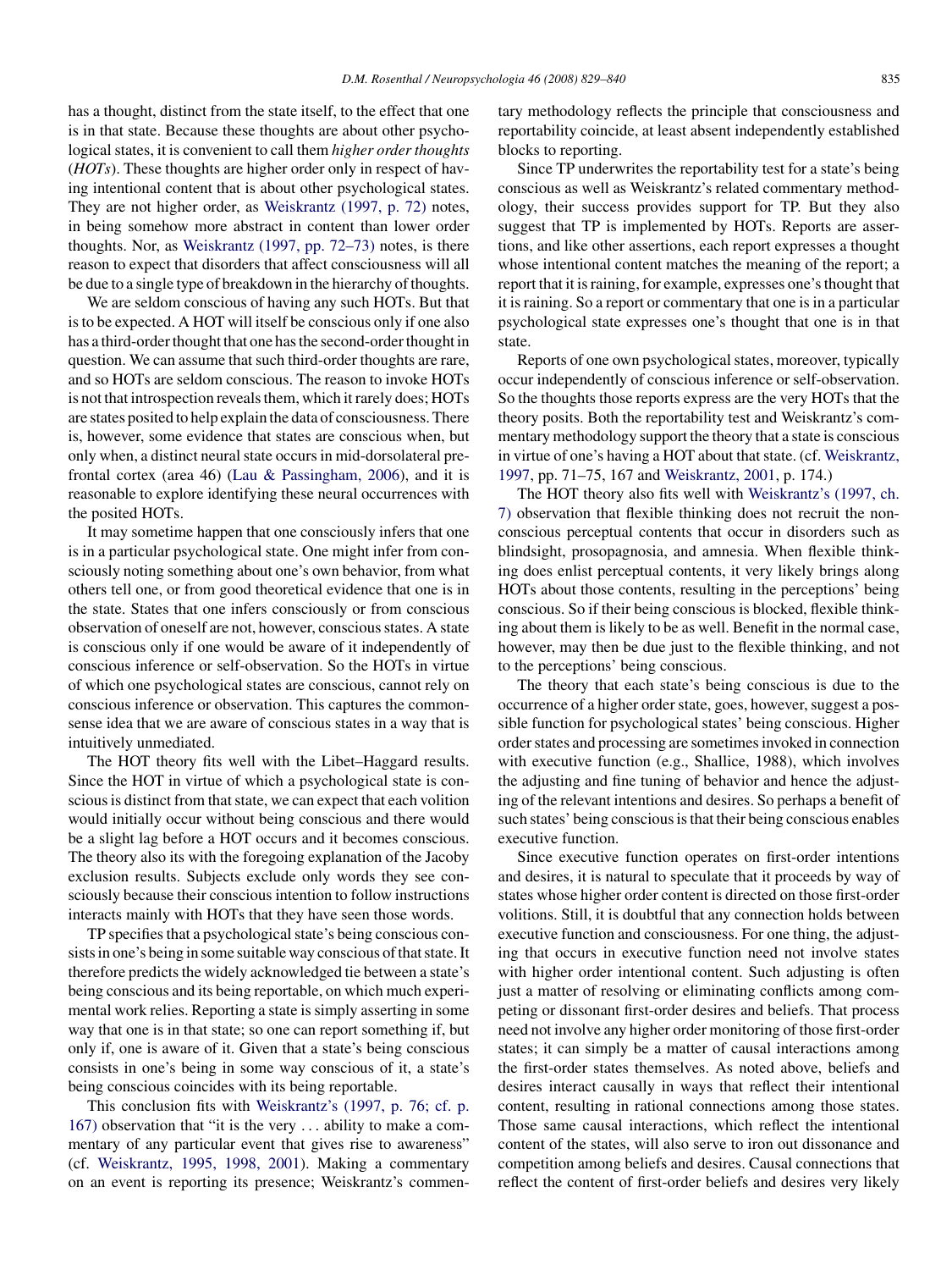has a thought, distinct from the state itself, to the effect that one is in that state. Because these thoughts are about other psychological states, it is convenient to call them *higher order thoughts* (*HOTs*). These thoughts are higher order only in respect of having intentional content that is about other psychological states. They are not higher order, as Weiskrantz (1997, p. 72) notes, in being somehow more abstract in content than lower order thoughts. Nor, as Weiskrantz (1997, pp. 72–73) notes, is there reason to expect that disorders that affect consciousness will all be due to a single type of breakdown in the hierarchy of thoughts.

We are seldom conscious of having any such HOTs. But that is to be expected. A HOT will itself be conscious only if one also has a third-order thought that one has the second-order thought in question. We can assume that such third-order thoughts are rare, and so HOTs are seldom conscious. The reason to invoke HOTs is not that introspection reveals them, which it rarely does; HOTs are states posited to help explain the data of consciousness. There is, however, some evidence that states are conscious when, but only when, a distinct neural state occurs in mid-dorsolateral prefrontal cortex (area 46) (Lau & Passingham, 2006), and it is reasonable to explore identifying these neural occurrences with the posited HOTs.

It may sometime happen that one consciously infers that one is in a particular psychological state. One might infer from consciously noting something about one's own behavior, from what others tell one, or from good theoretical evidence that one is in the state. States that one infers consciously or from conscious observation of oneself are not, however, conscious states. A state is conscious only if one would be aware of it independently of conscious inference or self-observation. So the HOTs in virtue of which one psychological states are conscious, cannot rely on conscious inference or observation. This captures the commonsense idea that we are aware of conscious states in a way that is intuitively unmediated.

The HOT theory fits well with the Libet–Haggard results. Since the HOT in virtue of which a psychological state is conscious is distinct from that state, we can expect that each volition would initially occur without being conscious and there would be a slight lag before a HOT occurs and it becomes conscious. The theory also its with the foregoing explanation of the Jacoby exclusion results. Subjects exclude only words they see consciously because their conscious intention to follow instructions interacts mainly with HOTs that they have seen those words.

TP specifies that a psychological state's being conscious consists in one's being in some suitable way conscious of that state. It therefore predicts the widely acknowledged tie between a state's being conscious and its being reportable, on which much experimental work relies. Reporting a state is simply asserting in some way that one is in that state; so one can report something if, but only if, one is aware of it. Given that a state's being conscious consists in one's being in some way conscious of it, a state's being conscious coincides with its being reportable.

This conclusion fits with Weiskrantz's (1997, p. 76; cf. p. 167) observation that "it is the very ... ability to make a commentary of any particular event that gives rise to awareness" (cf. Weiskrantz, 1995, 1998, 2001). Making a commentary on an event is reporting its presence; Weiskrantz's commentary methodology reflects the principle that consciousness and reportability coincide, at least absent independently established blocks to reporting.

Since TP underwrites the reportability test for a state's being conscious as well as Weiskrantz's related commentary methodology, their success provides support for TP. But they also suggest that TP is implemented by HOTs. Reports are assertions, and like other assertions, each report expresses a thought whose intentional content matches the meaning of the report; a report that it is raining, for example, expresses one's thought that it is raining. So a report or commentary that one is in a particular psychological state expresses one's thought that one is in that state.

Reports of one own psychological states, moreover, typically occur independently of conscious inference or self-observation. So the thoughts those reports express are the very HOTs that the theory posits. Both the reportability test and Weiskrantz's commentary methodology support the theory that a state is conscious in virtue of one's having a HOT about that state. (cf. Weiskrantz, 1997, pp. 71–75, 167 and Weiskrantz, 2001, p. 174.)

The HOT theory also fits well with Weiskrantz's (1997, ch. 7) observation that flexible thinking does not recruit the nonconscious perceptual contents that occur in disorders such as blindsight, prosopagnosia, and amnesia. When flexible thinking does enlist perceptual contents, it very likely brings along HOTs about those contents, resulting in the perceptions' being conscious. So if their being conscious is blocked, flexible thinking about them is likely to be as well. Benefit in the normal case, however, may then be due just to the flexible thinking, and not to the perceptions' being conscious.

The theory that each state's being conscious is due to the occurrence of a higher order state, goes, however, suggest a possible function for psychological states' being conscious. Higher order states and processing are sometimes invoked in connection with executive function (e.g., Shallice, 1988), which involves the adjusting and fine tuning of behavior and hence the adjusting of the relevant intentions and desires. So perhaps a benefit of such states' being conscious is that their being conscious enables executive function.

Since executive function operates on first-order intentions and desires, it is natural to speculate that it proceeds by way of states whose higher order content is directed on those first-order volitions. Still, it is doubtful that any connection holds between executive function and consciousness. For one thing, the adjusting that occurs in executive function need not involve states with higher order intentional content. Such adjusting is often just a matter of resolving or eliminating conflicts among competing or dissonant first-order desires and beliefs. That process need not involve any higher order monitoring of those first-order states; it can simply be a matter of causal interactions among the first-order states themselves. As noted above, beliefs and desires interact causally in ways that reflect their intentional content, resulting in rational connections among those states. Those same causal interactions, which reflect the intentional content of the states, will also serve to iron out dissonance and competition among beliefs and desires. Causal connections that reflect the content of first-order beliefs and desires very likely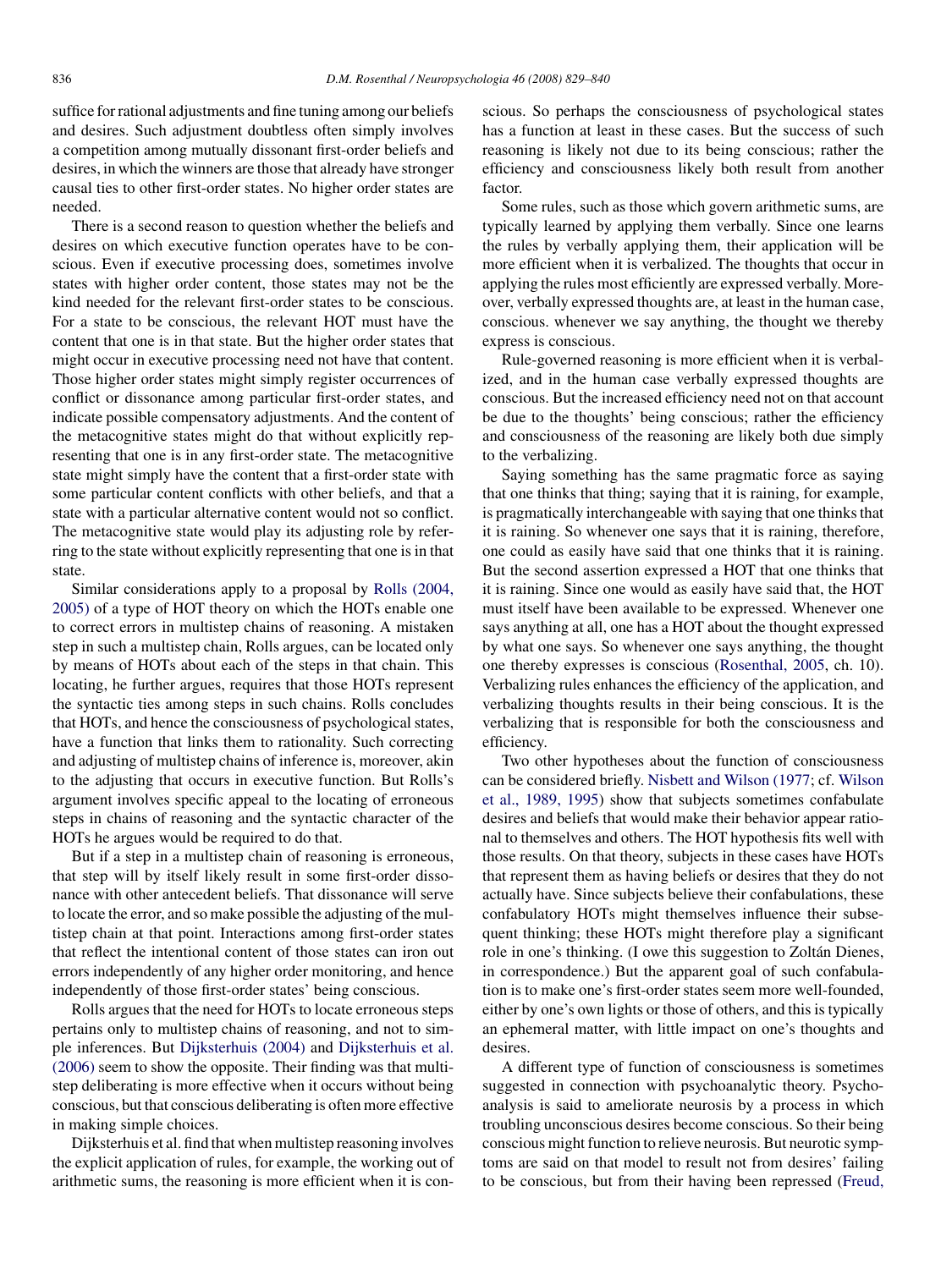suffice for rational adjustments and fine tuning among our beliefs and desires. Such adjustment doubtless often simply involves a competition among mutually dissonant first-order beliefs and desires, in which the winners are those that already have stronger causal ties to other first-order states. No higher order states are needed.

There is a second reason to question whether the beliefs and desires on which executive function operates have to be conscious. Even if executive processing does, sometimes involve states with higher order content, those states may not be the kind needed for the relevant first-order states to be conscious. For a state to be conscious, the relevant HOT must have the content that one is in that state. But the higher order states that might occur in executive processing need not have that content. Those higher order states might simply register occurrences of conflict or dissonance among particular first-order states, and indicate possible compensatory adjustments. And the content of the metacognitive states might do that without explicitly representing that one is in any first-order state. The metacognitive state might simply have the content that a first-order state with some particular content conflicts with other beliefs, and that a state with a particular alternative content would not so conflict. The metacognitive state would play its adjusting role by referring to the state without explicitly representing that one is in that state.

Similar considerations apply to a proposal by Rolls (2004, 2005) of a type of HOT theory on which the HOTs enable one to correct errors in multistep chains of reasoning. A mistaken step in such a multistep chain, Rolls argues, can be located only by means of HOTs about each of the steps in that chain. This locating, he further argues, requires that those HOTs represent the syntactic ties among steps in such chains. Rolls concludes that HOTs, and hence the consciousness of psychological states, have a function that links them to rationality. Such correcting and adjusting of multistep chains of inference is, moreover, akin to the adjusting that occurs in executive function. But Rolls's argument involves specific appeal to the locating of erroneous steps in chains of reasoning and the syntactic character of the HOTs he argues would be required to do that.

But if a step in a multistep chain of reasoning is erroneous, that step will by itself likely result in some first-order dissonance with other antecedent beliefs. That dissonance will serve to locate the error, and so make possible the adjusting of the multistep chain at that point. Interactions among first-order states that reflect the intentional content of those states can iron out errors independently of any higher order monitoring, and hence independently of those first-order states' being conscious.

Rolls argues that the need for HOTs to locate erroneous steps pertains only to multistep chains of reasoning, and not to simple inferences. But Dijksterhuis (2004) and Dijksterhuis et al. (2006) seem to show the opposite. Their finding was that multistep deliberating is more effective when it occurs without being conscious, but that conscious deliberating is often more effective in making simple choices.

Dijksterhuis et al. find that when multistep reasoning involves the explicit application of rules, for example, the working out of arithmetic sums, the reasoning is more efficient when it is conscious. So perhaps the consciousness of psychological states has a function at least in these cases. But the success of such reasoning is likely not due to its being conscious; rather the efficiency and consciousness likely both result from another factor.

Some rules, such as those which govern arithmetic sums, are typically learned by applying them verbally. Since one learns the rules by verbally applying them, their application will be more efficient when it is verbalized. The thoughts that occur in applying the rules most efficiently are expressed verbally. Moreover, verbally expressed thoughts are, at least in the human case, conscious. whenever we say anything, the thought we thereby express is conscious.

Rule-governed reasoning is more efficient when it is verbalized, and in the human case verbally expressed thoughts are conscious. But the increased efficiency need not on that account be due to the thoughts' being conscious; rather the efficiency and consciousness of the reasoning are likely both due simply to the verbalizing.

Saying something has the same pragmatic force as saying that one thinks that thing; saying that it is raining, for example, is pragmatically interchangeable with saying that one thinks that it is raining. So whenever one says that it is raining, therefore, one could as easily have said that one thinks that it is raining. But the second assertion expressed a HOT that one thinks that it is raining. Since one would as easily have said that, the HOT must itself have been available to be expressed. Whenever one says anything at all, one has a HOT about the thought expressed by what one says. So whenever one says anything, the thought one thereby expresses is conscious (Rosenthal, 2005, ch. 10). Verbalizing rules enhances the efficiency of the application, and verbalizing thoughts results in their being conscious. It is the verbalizing that is responsible for both the consciousness and efficiency.

Two other hypotheses about the function of consciousness can be considered briefly. Nisbett and Wilson (1977; cf. Wilson et al., 1989, 1995) show that subjects sometimes confabulate desires and beliefs that would make their behavior appear rational to themselves and others. The HOT hypothesis fits well with those results. On that theory, subjects in these cases have HOTs that represent them as having beliefs or desires that they do not actually have. Since subjects believe their confabulations, these confabulatory HOTs might themselves influence their subsequent thinking; these HOTs might therefore play a significant role in one's thinking. (I owe this suggestion to Zoltán Dienes, in correspondence.) But the apparent goal of such confabulation is to make one's first-order states seem more well-founded, either by one's own lights or those of others, and this is typically an ephemeral matter, with little impact on one's thoughts and desires.

A different type of function of consciousness is sometimes suggested in connection with psychoanalytic theory. Psychoanalysis is said to ameliorate neurosis by a process in which troubling unconscious desires become conscious. So their being conscious might function to relieve neurosis. But neurotic symptoms are said on that model to result not from desires' failing to be conscious, but from their having been repressed (Freud,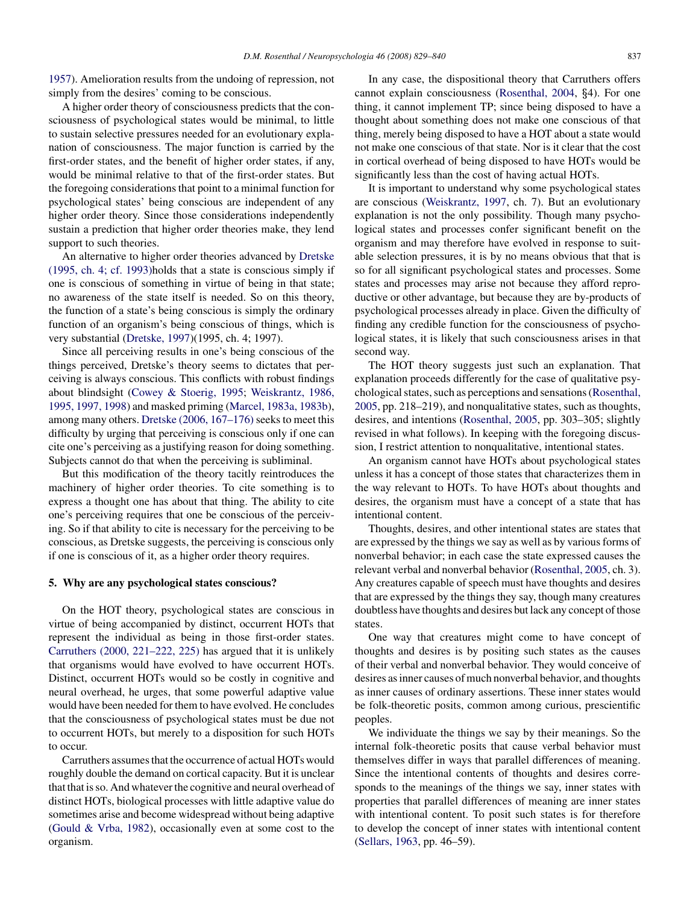1957). Amelioration results from the undoing of repression, not simply from the desires' coming to be conscious.

A higher order theory of consciousness predicts that the consciousness of psychological states would be minimal, to little to sustain selective pressures needed for an evolutionary explanation of consciousness. The major function is carried by the first-order states, and the benefit of higher order states, if any, would be minimal relative to that of the first-order states. But the foregoing considerations that point to a minimal function for psychological states' being conscious are independent of any higher order theory. Since those considerations independently sustain a prediction that higher order theories make, they lend support to such theories.

An alternative to higher order theories advanced by Dretske (1995, ch. 4; cf. 1993)holds that a state is conscious simply if one is conscious of something in virtue of being in that state; no awareness of the state itself is needed. So on this theory, the function of a state's being conscious is simply the ordinary function of an organism's being conscious of things, which is very substantial (Dretske, 1997)(1995, ch. 4; 1997).

Since all perceiving results in one's being conscious of the things perceived, Dretske's theory seems to dictates that perceiving is always conscious. This conflicts with robust findings about blindsight (Cowey & Stoerig, 1995; Weiskrantz, 1986, 1995, 1997, 1998) and masked priming (Marcel, 1983a, 1983b), among many others. Dretske (2006, 167–176) seeks to meet this difficulty by urging that perceiving is conscious only if one can cite one's perceiving as a justifying reason for doing something. Subjects cannot do that when the perceiving is subliminal.

But this modification of the theory tacitly reintroduces the machinery of higher order theories. To cite something is to express a thought one has about that thing. The ability to cite one's perceiving requires that one be conscious of the perceiving. So if that ability to cite is necessary for the perceiving to be conscious, as Dretske suggests, the perceiving is conscious only if one is conscious of it, as a higher order theory requires.

### 5. Why are any psychological states conscious?

On the HOT theory, psychological states are conscious in virtue of being accompanied by distinct, occurrent HOTs that represent the individual as being in those first-order states. Carruthers (2000, 221–222, 225) has argued that it is unlikely that organisms would have evolved to have occurrent HOTs. Distinct, occurrent HOTs would so be costly in cognitive and neural overhead, he urges, that some powerful adaptive value would have been needed for them to have evolved. He concludes that the consciousness of psychological states must be due not to occurrent HOTs, but merely to a disposition for such HOTs to occur.

Carruthers assumes that the occurrence of actual HOTs would roughly double the demand on cortical capacity. But it is unclear that that is so. And whatever the cognitive and neural overhead of distinct HOTs, biological processes with little adaptive value do sometimes arise and become widespread without being adaptive (Gould & Vrba, 1982), occasionally even at some cost to the organism.

In any case, the dispositional theory that Carruthers offers cannot explain consciousness (Rosenthal, 2004, §4). For one thing, it cannot implement TP; since being disposed to have a thought about something does not make one conscious of that thing, merely being disposed to have a HOT about a state would not make one conscious of that state. Nor is it clear that the cost in cortical overhead of being disposed to have HOTs would be significantly less than the cost of having actual HOTs.

It is important to understand why some psychological states are conscious (Weiskrantz, 1997, ch. 7). But an evolutionary explanation is not the only possibility. Though many psychological states and processes confer significant benefit on the organism and may therefore have evolved in response to suitable selection pressures, it is by no means obvious that that is so for all significant psychological states and processes. Some states and processes may arise not because they afford reproductive or other advantage, but because they are by-products of psychological processes already in place. Given the difficulty of finding any credible function for the consciousness of psychological states, it is likely that such consciousness arises in that second way.

The HOT theory suggests just such an explanation. That explanation proceeds differently for the case of qualitative psychological states, such as perceptions and sensations (Rosenthal, 2005, pp. 218–219), and nonqualitative states, such as thoughts, desires, and intentions (Rosenthal, 2005, pp. 303–305; slightly revised in what follows). In keeping with the foregoing discussion, I restrict attention to nonqualitative, intentional states.

An organism cannot have HOTs about psychological states unless it has a concept of those states that characterizes them in the way relevant to HOTs. To have HOTs about thoughts and desires, the organism must have a concept of a state that has intentional content.

Thoughts, desires, and other intentional states are states that are expressed by the things we say as well as by various forms of nonverbal behavior; in each case the state expressed causes the relevant verbal and nonverbal behavior (Rosenthal, 2005, ch. 3). Any creatures capable of speech must have thoughts and desires that are expressed by the things they say, though many creatures doubtless have thoughts and desires but lack any concept of those states.

One way that creatures might come to have concept of thoughts and desires is by positing such states as the causes of their verbal and nonverbal behavior. They would conceive of desires as inner causes of much nonverbal behavior, and thoughts as inner causes of ordinary assertions. These inner states would be folk-theoretic posits, common among curious, prescientific peoples.

We individuate the things we say by their meanings. So the internal folk-theoretic posits that cause verbal behavior must themselves differ in ways that parallel differences of meaning. Since the intentional contents of thoughts and desires corresponds to the meanings of the things we say, inner states with properties that parallel differences of meaning are inner states with intentional content. To posit such states is for therefore to develop the concept of inner states with intentional content (Sellars, 1963, pp. 46–59).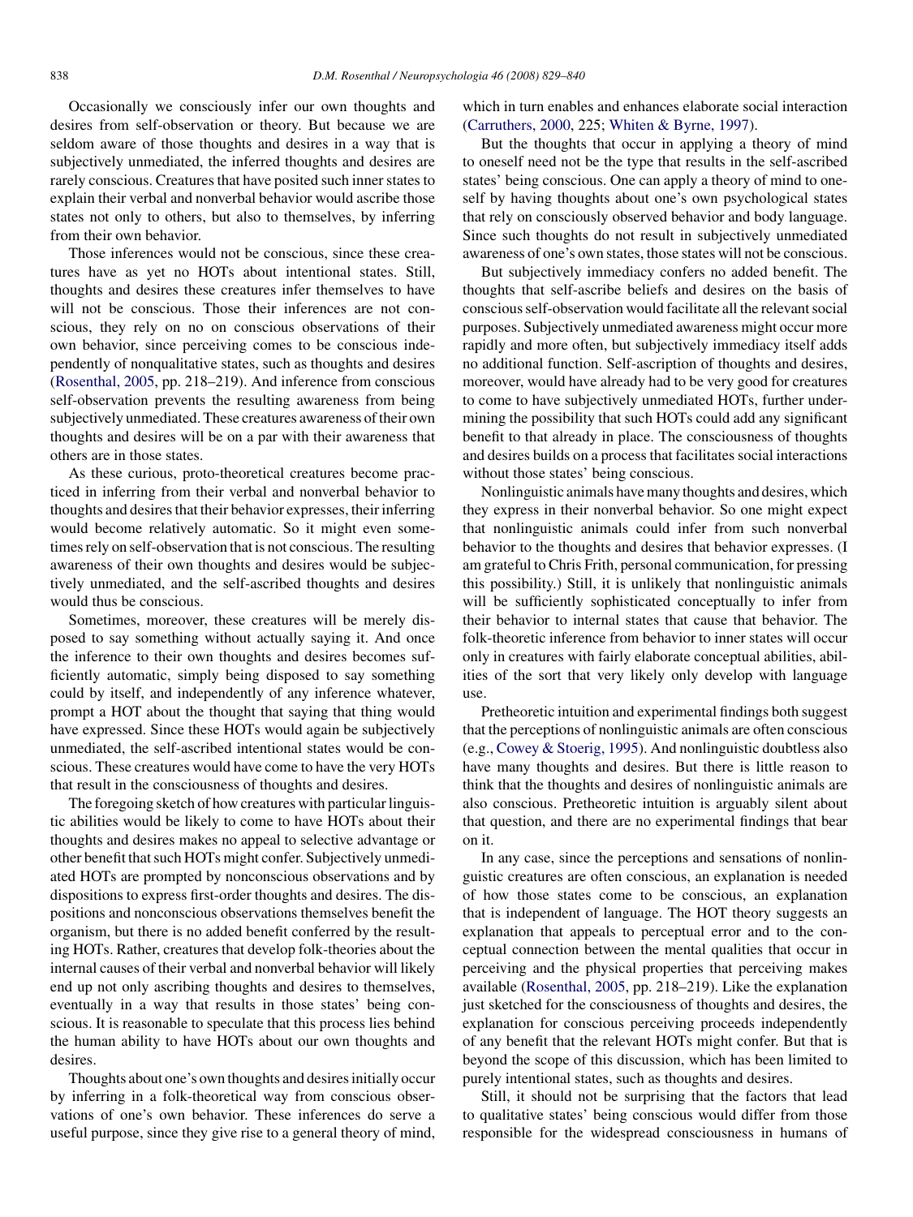Occasionally we consciously infer our own thoughts and desires from self-observation or theory. But because we are seldom aware of those thoughts and desires in a way that is subjectively unmediated, the inferred thoughts and desires are rarely conscious. Creatures that have posited such inner states to explain their verbal and nonverbal behavior would ascribe those states not only to others, but also to themselves, by inferring from their own behavior.

Those inferences would not be conscious, since these creatures have as yet no HOTs about intentional states. Still, thoughts and desires these creatures infer themselves to have will not be conscious. Those their inferences are not conscious, they rely on no on conscious observations of their own behavior, since perceiving comes to be conscious independently of nonqualitative states, such as thoughts and desires (Rosenthal, 2005, pp. 218–219). And inference from conscious self-observation prevents the resulting awareness from being subjectively unmediated. These creatures awareness of their own thoughts and desires will be on a par with their awareness that others are in those states.

As these curious, proto-theoretical creatures become practiced in inferring from their verbal and nonverbal behavior to thoughts and desires that their behavior expresses, their inferring would become relatively automatic. So it might even sometimes rely on self-observation that is not conscious. The resulting awareness of their own thoughts and desires would be subjectively unmediated, and the self-ascribed thoughts and desires would thus be conscious.

Sometimes, moreover, these creatures will be merely disposed to say something without actually saying it. And once the inference to their own thoughts and desires becomes sufficiently automatic, simply being disposed to say something could by itself, and independently of any inference whatever, prompt a HOT about the thought that saying that thing would have expressed. Since these HOTs would again be subjectively unmediated, the self-ascribed intentional states would be conscious. These creatures would have come to have the very HOTs that result in the consciousness of thoughts and desires.

The foregoing sketch of how creatures with particular linguistic abilities would be likely to come to have HOTs about their thoughts and desires makes no appeal to selective advantage or other benefit that such HOTs might confer. Subjectively unmediated HOTs are prompted by nonconscious observations and by dispositions to express first-order thoughts and desires. The dispositions and nonconscious observations themselves benefit the organism, but there is no added benefit conferred by the resulting HOTs. Rather, creatures that develop folk-theories about the internal causes of their verbal and nonverbal behavior will likely end up not only ascribing thoughts and desires to themselves, eventually in a way that results in those states' being conscious. It is reasonable to speculate that this process lies behind the human ability to have HOTs about our own thoughts and desires.

Thoughts about one's own thoughts and desires initially occur by inferring in a folk-theoretical way from conscious observations of one's own behavior. These inferences do serve a useful purpose, since they give rise to a general theory of mind, which in turn enables and enhances elaborate social interaction (Carruthers, 2000, 225; Whiten & Byrne, 1997).

But the thoughts that occur in applying a theory of mind to oneself need not be the type that results in the self-ascribed states' being conscious. One can apply a theory of mind to oneself by having thoughts about one's own psychological states that rely on consciously observed behavior and body language. Since such thoughts do not result in subjectively unmediated awareness of one's own states, those states will not be conscious.

But subjectively immediacy confers no added benefit. The thoughts that self-ascribe beliefs and desires on the basis of conscious self-observation would facilitate all the relevant social purposes. Subjectively unmediated awareness might occur more rapidly and more often, but subjectively immediacy itself adds no additional function. Self-ascription of thoughts and desires, moreover, would have already had to be very good for creatures to come to have subjectively unmediated HOTs, further undermining the possibility that such HOTs could add any significant benefit to that already in place. The consciousness of thoughts and desires builds on a process that facilitates social interactions without those states' being conscious.

Nonlinguistic animals have many thoughts and desires, which they express in their nonverbal behavior. So one might expect that nonlinguistic animals could infer from such nonverbal behavior to the thoughts and desires that behavior expresses. (I am grateful to Chris Frith, personal communication, for pressing this possibility.) Still, it is unlikely that nonlinguistic animals will be sufficiently sophisticated conceptually to infer from their behavior to internal states that cause that behavior. The folk-theoretic inference from behavior to inner states will occur only in creatures with fairly elaborate conceptual abilities, abilities of the sort that very likely only develop with language use.

Pretheoretic intuition and experimental findings both suggest that the perceptions of nonlinguistic animals are often conscious (e.g., Cowey & Stoerig, 1995). And nonlinguistic doubtless also have many thoughts and desires. But there is little reason to think that the thoughts and desires of nonlinguistic animals are also conscious. Pretheoretic intuition is arguably silent about that question, and there are no experimental findings that bear on it.

In any case, since the perceptions and sensations of nonlinguistic creatures are often conscious, an explanation is needed of how those states come to be conscious, an explanation that is independent of language. The HOT theory suggests an explanation that appeals to perceptual error and to the conceptual connection between the mental qualities that occur in perceiving and the physical properties that perceiving makes available (Rosenthal, 2005, pp. 218–219). Like the explanation just sketched for the consciousness of thoughts and desires, the explanation for conscious perceiving proceeds independently of any benefit that the relevant HOTs might confer. But that is beyond the scope of this discussion, which has been limited to purely intentional states, such as thoughts and desires.

Still, it should not be surprising that the factors that lead to qualitative states' being conscious would differ from those responsible for the widespread consciousness in humans of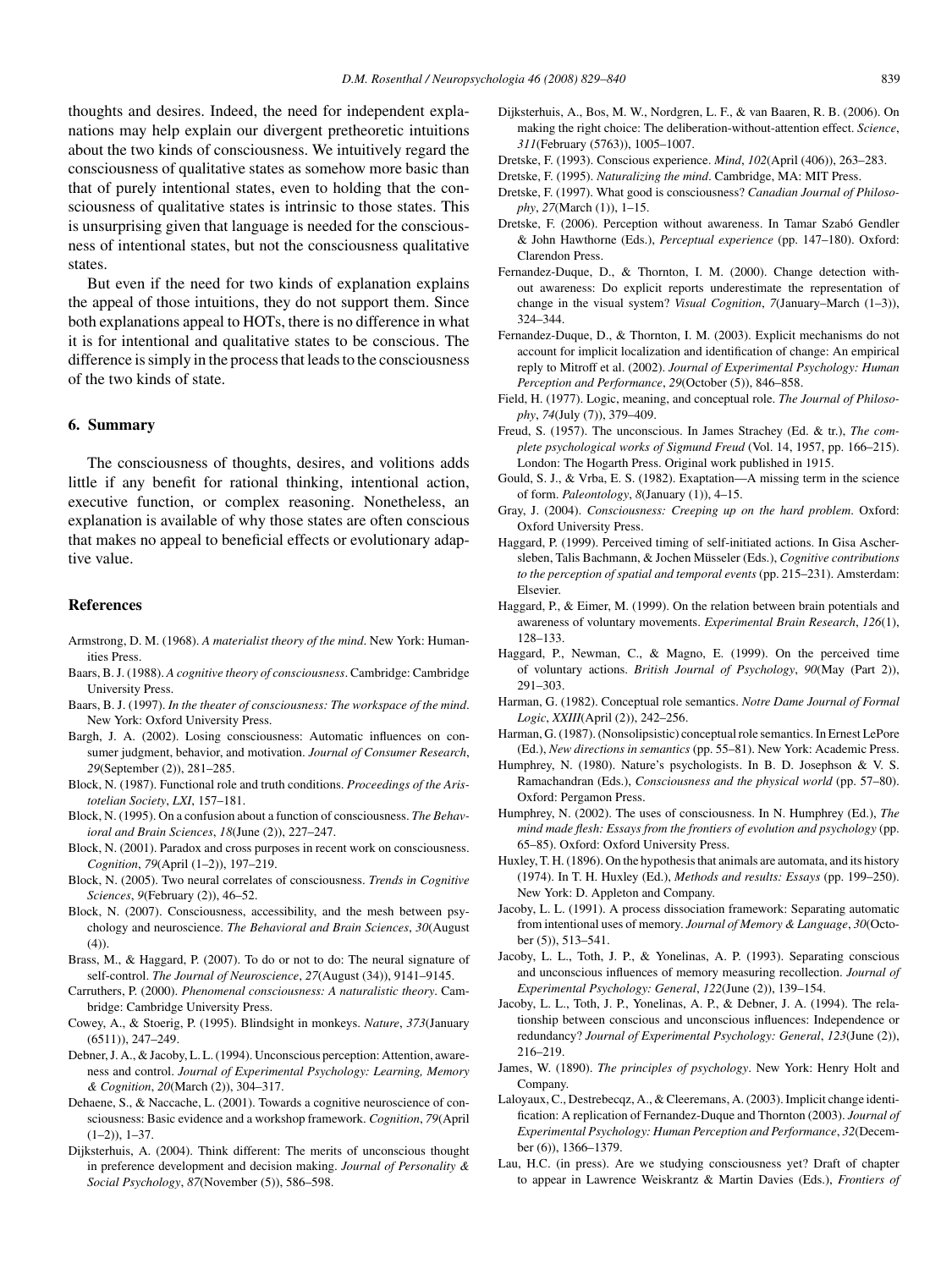thoughts and desires. Indeed, the need for independent explanations may help explain our divergent pretheoretic intuitions about the two kinds of consciousness. We intuitively regard the consciousness of qualitative states as somehow more basic than that of purely intentional states, even to holding that the consciousness of qualitative states is intrinsic to those states. This is unsurprising given that language is needed for the consciousness of intentional states, but not the consciousness qualitative states.

But even if the need for two kinds of explanation explains the appeal of those intuitions, they do not support them. Since both explanations appeal to HOTs, there is no difference in what it is for intentional and qualitative states to be conscious. The difference is simply in the process that leads to the consciousness of the two kinds of state.

## 6. Summary

The consciousness of thoughts, desires, and volitions adds little if any benefit for rational thinking, intentional action, executive function, or complex reasoning. Nonetheless, an explanation is available of why those states are often conscious that makes no appeal to beneficial effects or evolutionary adaptive value.

## References

Armstrong, D. M. (1968). *A materialist theory of the mind*. New York: Humanities Press.

Baars, B. J. (1988). *A cognitive theory of consciousness*. Cambridge: Cambridge University Press.

Baars, B. J. (1997). *In the theater of consciousness: The workspace of the mind*. New York: Oxford University Press.

Bargh, J. A. (2002). Losing consciousness: Automatic influences on consumer judgment, behavior, and motivation. *Journal of Consumer Research*, *29*(September (2)), 281–285.

Block, N. (1987). Functional role and truth conditions. *Proceedings of the Aristotelian Society*, *LXI*, 157–181.

Block, N. (1995). On a confusion about a function of consciousness. *The Behavioral and Brain Sciences*, *18*(June (2)), 227–247.

Block, N. (2001). Paradox and cross purposes in recent work on consciousness. *Cognition*, *79*(April (1–2)), 197–219.

Block, N. (2005). Two neural correlates of consciousness. *Trends in Cognitive Sciences*, *9*(February (2)), 46–52.

Block, N. (2007). Consciousness, accessibility, and the mesh between psychology and neuroscience. *The Behavioral and Brain Sciences*, *30*(August (4)).

Brass, M., & Haggard, P. (2007). To do or not to do: The neural signature of self-control. *The Journal of Neuroscience*, *27*(August (34)), 9141–9145.

Carruthers, P. (2000). *Phenomenal consciousness: A naturalistic theory*. Cambridge: Cambridge University Press.

Cowey, A., & Stoerig, P. (1995). Blindsight in monkeys. *Nature*, *373*(January (6511)), 247–249.

Debner, J. A., & Jacoby, L. L. (1994). Unconscious perception: Attention, awareness and control. *Journal of Experimental Psychology: Learning, Memory & Cognition*, *20*(March (2)), 304–317.

Dehaene, S., & Naccache, L. (2001). Towards a cognitive neuroscience of consciousness: Basic evidence and a workshop framework. *Cognition*, *79*(April (1–2)), 1–37.

Dijksterhuis, A. (2004). Think different: The merits of unconscious thought in preference development and decision making. *Journal of Personality & Social Psychology*, *87*(November (5)), 586–598.

Dijksterhuis, A., Bos, M. W., Nordgren, L. F., & van Baaren, R. B. (2006). On making the right choice: The deliberation-without-attention effect. *Science*, *311*(February (5763)), 1005–1007.

Dretske, F. (1993). Conscious experience. *Mind*, *102*(April (406)), 263–283.

Dretske, F. (1995). *Naturalizing the mind*. Cambridge, MA: MIT Press.

Dretske, F. (1997). What good is consciousness? *Canadian Journal of Philosophy*, *27*(March (1)), 1–15.

Dretske, F. (2006). Perception without awareness. In Tamar Szabó Gendler & John Hawthorne (Eds.), *Perceptual experience* (pp. 147–180). Oxford: Clarendon Press.

Fernandez-Duque, D., & Thornton, I. M. (2000). Change detection without awareness: Do explicit reports underestimate the representation of change in the visual system? *Visual Cognition*, *7*(January–March (1–3)), 324–344.

Fernandez-Duque, D., & Thornton, I. M. (2003). Explicit mechanisms do not account for implicit localization and identification of change: An empirical reply to Mitroff et al. (2002). *Journal of Experimental Psychology: Human Perception and Performance*, *29*(October (5)), 846–858.

Field, H. (1977). Logic, meaning, and conceptual role. *The Journal of Philosophy*, *74*(July (7)), 379–409.

Freud, S. (1957). The unconscious. In James Strachey (Ed. & tr.), *The complete psychological works of Sigmund Freud* (Vol. 14, 1957, pp. 166–215). London: The Hogarth Press. Original work published in 1915.

Gould, S. J., & Vrba, E. S. (1982). Exaptation—A missing term in the science of form. *Paleontology*, *8*(January (1)), 4–15.

Gray, J. (2004). *Consciousness: Creeping up on the hard problem*. Oxford: Oxford University Press.

Haggard, P. (1999). Perceived timing of self-initiated actions. In Gisa Aschersleben, Talis Bachmann, & Jochen Müsseler (Eds.), *Cognitive contributions to the perception of spatial and temporal events* (pp. 215–231). Amsterdam: Elsevier.

Haggard, P., & Eimer, M. (1999). On the relation between brain potentials and awareness of voluntary movements. *Experimental Brain Research*, *126*(1), 128–133.

Haggard, P., Newman, C., & Magno, E. (1999). On the perceived time of voluntary actions. *British Journal of Psychology*, *90*(May (Part 2)), 291–303.

Harman, G. (1982). Conceptual role semantics. *Notre Dame Journal of Formal Logic*, *XXIII*(April (2)), 242–256.

Harman, G. (1987). (Nonsolipsistic) conceptual role semantics. In Ernest LePore (Ed.), *New directions in semantics* (pp. 55–81). New York: Academic Press.

Humphrey, N. (1980). Nature's psychologists. In B. D. Josephson & V. S. Ramachandran (Eds.), *Consciousness and the physical world* (pp. 57–80). Oxford: Pergamon Press.

Humphrey, N. (2002). The uses of consciousness. In N. Humphrey (Ed.), *The mind made flesh: Essays from the frontiers of evolution and psychology* (pp. 65–85). Oxford: Oxford University Press.

Huxley, T. H. (1896). On the hypothesis that animals are automata, and its history (1974). In T. H. Huxley (Ed.), *Methods and results: Essays* (pp. 199–250). New York: D. Appleton and Company.

Jacoby, L. L. (1991). A process dissociation framework: Separating automatic from intentional uses of memory. *Journal of Memory & Language*, *30*(October (5)), 513–541.

Jacoby, L. L., Toth, J. P., & Yonelinas, A. P. (1993). Separating conscious and unconscious influences of memory measuring recollection. *Journal of Experimental Psychology: General*, *122*(June (2)), 139–154.

Jacoby, L. L., Toth, J. P., Yonelinas, A. P., & Debner, J. A. (1994). The relationship between conscious and unconscious influences: Independence or redundancy? *Journal of Experimental Psychology: General*, *123*(June (2)), 216–219.

James, W. (1890). *The principles of psychology*. New York: Henry Holt and Company.

Laloyaux, C., Destrebecqz, A., & Cleeremans, A. (2003). Implicit change identification: A replication of Fernandez-Duque and Thornton (2003). *Journal of Experimental Psychology: Human Perception and Performance*, *32*(December (6)), 1366–1379.

Lau, H.C. (in press). Are we studying consciousness yet? Draft of chapter to appear in Lawrence Weiskrantz & Martin Davies (Eds.), *Frontiers of*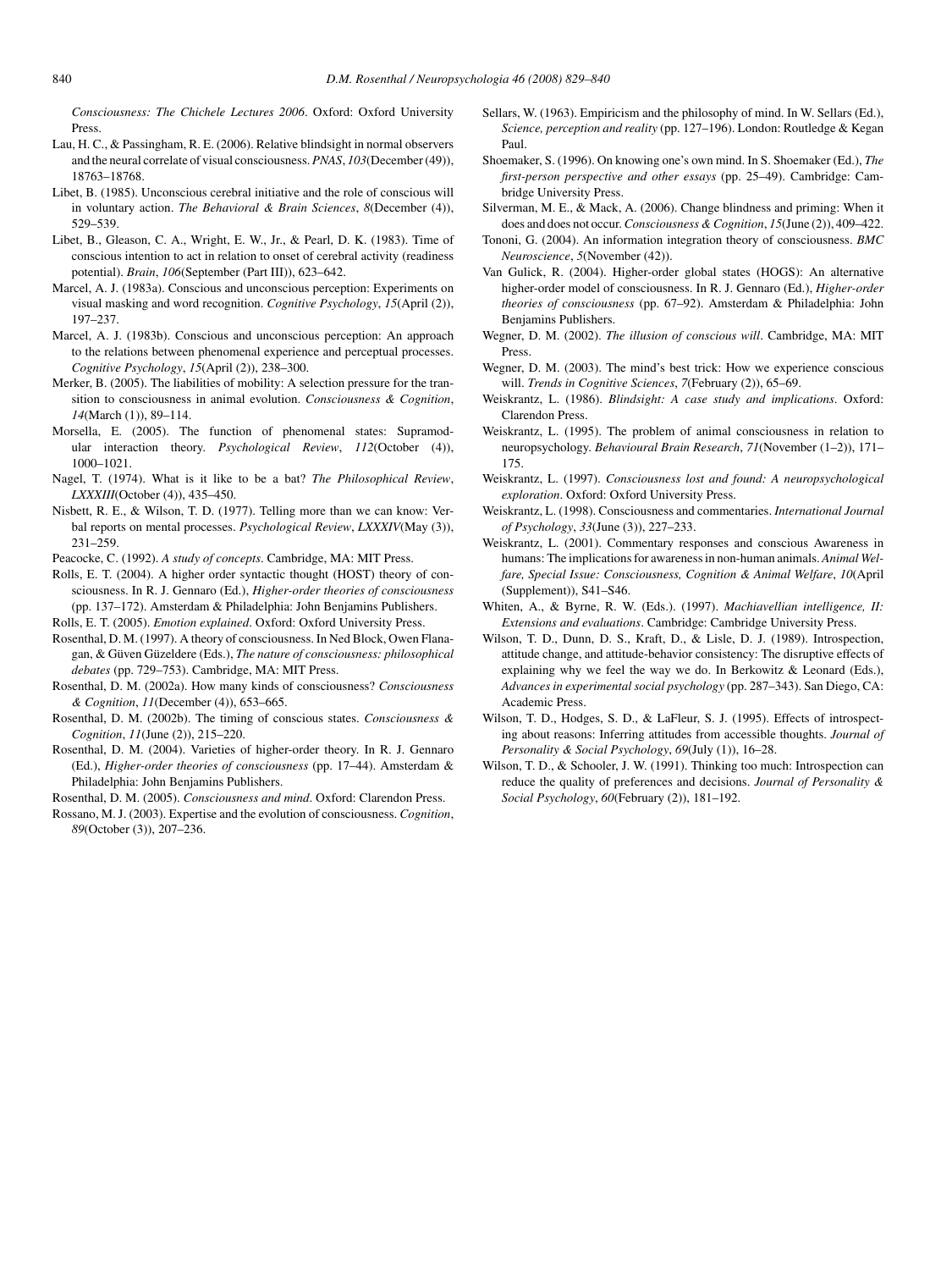*Consciousness: The Chichele Lectures 2006*. Oxford: Oxford University Press.

Lau, H. C., & Passingham, R. E. (2006). Relative blindsight in normal observers and the neural correlate of visual consciousness. *PNAS*, *103*(December (49)), 18763–18768.

Libet, B. (1985). Unconscious cerebral initiative and the role of conscious will in voluntary action. *The Behavioral & Brain Sciences*, *8*(December (4)), 529–539.

Libet, B., Gleason, C. A., Wright, E. W., Jr., & Pearl, D. K. (1983). Time of conscious intention to act in relation to onset of cerebral activity (readiness potential). *Brain*, *106*(September (Part III)), 623–642.

Marcel, A. J. (1983a). Conscious and unconscious perception: Experiments on visual masking and word recognition. *Cognitive Psychology*, *15*(April (2)), 197–237.

Marcel, A. J. (1983b). Conscious and unconscious perception: An approach to the relations between phenomenal experience and perceptual processes. *Cognitive Psychology*, *15*(April (2)), 238–300.

Merker, B. (2005). The liabilities of mobility: A selection pressure for the transition to consciousness in animal evolution. *Consciousness & Cognition*, *14*(March (1)), 89–114.

Morsella, E. (2005). The function of phenomenal states: Supramodular interaction theory. *Psychological Review*, *112*(October (4)), 1000–1021.

Nagel, T. (1974). What is it like to be a bat? *The Philosophical Review*, *LXXXIII*(October (4)), 435–450.

Nisbett, R. E., & Wilson, T. D. (1977). Telling more than we can know: Verbal reports on mental processes. *Psychological Review*, *LXXXIV*(May (3)), 231–259.

Peacocke, C. (1992). *A study of concepts*. Cambridge, MA: MIT Press.

Rolls, E. T. (2004). A higher order syntactic thought (HOST) theory of consciousness. In R. J. Gennaro (Ed.), *Higher-order theories of consciousness* (pp. 137–172). Amsterdam & Philadelphia: John Benjamins Publishers.

Rolls, E. T. (2005). *Emotion explained*. Oxford: Oxford University Press.

Rosenthal, D. M. (1997). A theory of consciousness. In Ned Block, Owen Flanagan, & Güven Güzeldere (Eds.), *The nature of consciousness: philosophical debates* (pp. 729–753). Cambridge, MA: MIT Press.

Rosenthal, D. M. (2002a). How many kinds of consciousness? *Consciousness & Cognition*, *11*(December (4)), 653–665.

Rosenthal, D. M. (2002b). The timing of conscious states. *Consciousness & Cognition*, *11*(June (2)), 215–220.

Rosenthal, D. M. (2004). Varieties of higher-order theory. In R. J. Gennaro (Ed.), *Higher-order theories of consciousness* (pp. 17–44). Amsterdam & Philadelphia: John Benjamins Publishers.

Rosenthal, D. M. (2005). *Consciousness and mind*. Oxford: Clarendon Press.

Rossano, M. J. (2003). Expertise and the evolution of consciousness. *Cognition*, *89*(October (3)), 207–236.

Sellars, W. (1963). Empiricism and the philosophy of mind. In W. Sellars (Ed.), *Science, perception and reality* (pp. 127–196). London: Routledge & Kegan Paul.

Shoemaker, S. (1996). On knowing one's own mind. In S. Shoemaker (Ed.), *The first-person perspective and other essays* (pp. 25–49). Cambridge: Cambridge University Press.

Silverman, M. E., & Mack, A. (2006). Change blindness and priming: When it does and does not occur. *Consciousness & Cognition*, *15*(June (2)), 409–422.

Tononi, G. (2004). An information integration theory of consciousness. *BMC Neuroscience*, *5*(November (42)).

Van Gulick, R. (2004). Higher-order global states (HOGS): An alternative higher-order model of consciousness. In R. J. Gennaro (Ed.), *Higher-order theories of consciousness* (pp. 67–92). Amsterdam & Philadelphia: John Benjamins Publishers.

Wegner, D. M. (2002). *The illusion of conscious will*. Cambridge, MA: MIT Press.

Wegner, D. M. (2003). The mind's best trick: How we experience conscious will. *Trends in Cognitive Sciences*, *7*(February (2)), 65–69.

Weiskrantz, L. (1986). *Blindsight: A case study and implications*. Oxford: Clarendon Press.

Weiskrantz, L. (1995). The problem of animal consciousness in relation to neuropsychology. *Behavioural Brain Research*, *71*(November (1–2)), 171–175.

Weiskrantz, L. (1997). *Consciousness lost and found: A neuropsychological exploration*. Oxford: Oxford University Press.

Weiskrantz, L. (1998). Consciousness and commentaries. *International Journal of Psychology*, *33*(June (3)), 227–233.

Weiskrantz, L. (2001). Commentary responses and conscious Awareness in humans: The implications for awareness in non-human animals. *Animal Welfare, Special Issue: Consciousness, Cognition & Animal Welfare*, *10*(April (Supplement)), S41–S46.

Whiten, A., & Byrne, R. W. (Eds.). (1997). *Machiavellian intelligence, II: Extensions and evaluations*. Cambridge: Cambridge University Press.

Wilson, T. D., Dunn, D. S., Kraft, D., & Lisle, D. J. (1989). Introspection, attitude change, and attitude-behavior consistency: The disruptive effects of explaining why we feel the way we do. In Berkowitz & Leonard (Eds.), *Advances in experimental social psychology* (pp. 287–343). San Diego, CA: Academic Press.

Wilson, T. D., Hodges, S. D., & LaFleur, S. J. (1995). Effects of introspecting about reasons: Inferring attitudes from accessible thoughts. *Journal of Personality & Social Psychology*, *69*(July (1)), 16–28.

Wilson, T. D., & Schooler, J. W. (1991). Thinking too much: Introspection can reduce the quality of preferences and decisions. *Journal of Personality & Social Psychology*, *60*(February (2)), 181–192.